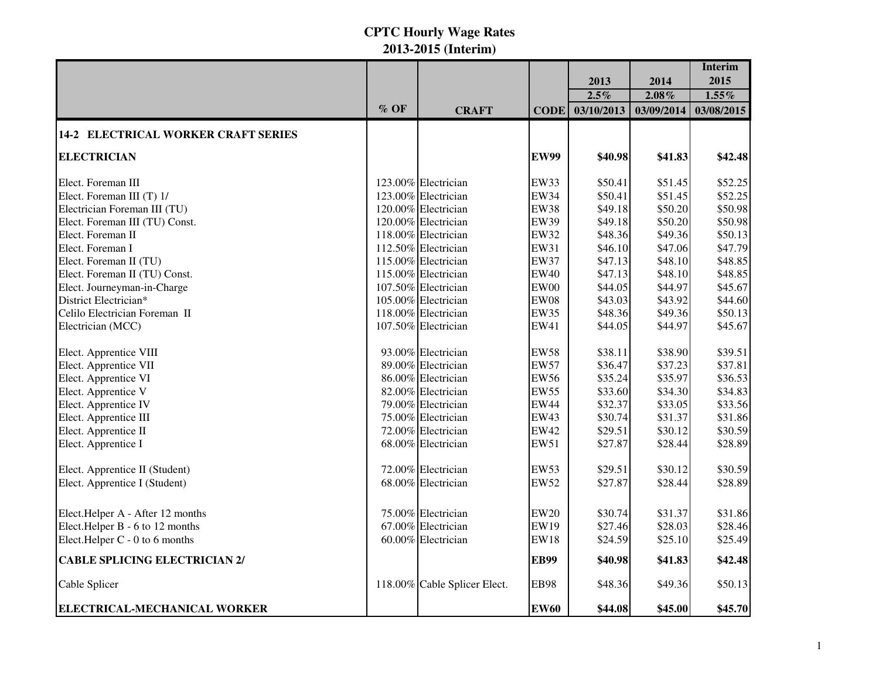# CPTC Hourly Wage Rates
## 2013-2015 (Interim)

| | % OF | CRAFT | CODE | 2013<br>2.5%<br>03/10/2013 | 2014<br>2.08%<br>03/09/2014 | Interim 2015<br>1.55%<br>03/08/2015 |
|---|---|---|---|---|---|---|
| **14-2 ELECTRICAL WORKER CRAFT SERIES** | | | | | | |
| **ELECTRICIAN** | | | **EW99** | **$40.98** | **$41.83** | **$42.48** |
| Elect. Foreman III | 123.00% | Electrician | EW33 | $50.41 | $51.45 | $52.25 |
| Elect. Foreman III (T) 1/ | 123.00% | Electrician | EW34 | $50.41 | $51.45 | $52.25 |
| Electrician Foreman III (TU) | 120.00% | Electrician | EW38 | $49.18 | $50.20 | $50.98 |
| Elect. Foreman III (TU) Const. | 120.00% | Electrician | EW39 | $49.18 | $50.20 | $50.98 |
| Elect. Foreman II | 118.00% | Electrician | EW32 | $48.36 | $49.36 | $50.13 |
| Elect. Foreman I | 112.50% | Electrician | EW31 | $46.10 | $47.06 | $47.79 |
| Elect. Foreman II (TU) | 115.00% | Electrician | EW37 | $47.13 | $48.10 | $48.85 |
| Elect. Foreman II (TU) Const. | 115.00% | Electrician | EW40 | $47.13 | $48.10 | $48.85 |
| Elect. Journeyman-in-Charge | 107.50% | Electrician | EW00 | $44.05 | $44.97 | $45.67 |
| District Electrician* | 105.00% | Electrician | EW08 | $43.03 | $43.92 | $44.60 |
| Celilo Electrician Foreman II | 118.00% | Electrician | EW35 | $48.36 | $49.36 | $50.13 |
| Electrician (MCC) | 107.50% | Electrician | EW41 | $44.05 | $44.97 | $45.67 |
| Elect. Apprentice VIII | 93.00% | Electrician | EW58 | $38.11 | $38.90 | $39.51 |
| Elect. Apprentice VII | 89.00% | Electrician | EW57 | $36.47 | $37.23 | $37.81 |
| Elect. Apprentice VI | 86.00% | Electrician | EW56 | $35.24 | $35.97 | $36.53 |
| Elect. Apprentice V | 82.00% | Electrician | EW55 | $33.60 | $34.30 | $34.83 |
| Elect. Apprentice IV | 79.00% | Electrician | EW44 | $32.37 | $33.05 | $33.56 |
| Elect. Apprentice III | 75.00% | Electrician | EW43 | $30.74 | $31.37 | $31.86 |
| Elect. Apprentice II | 72.00% | Electrician | EW42 | $29.51 | $30.12 | $30.59 |
| Elect. Apprentice I | 68.00% | Electrician | EW51 | $27.87 | $28.44 | $28.89 |
| Elect. Apprentice II (Student) | 72.00% | Electrician | EW53 | $29.51 | $30.12 | $30.59 |
| Elect. Apprentice I (Student) | 68.00% | Electrician | EW52 | $27.87 | $28.44 | $28.89 |
| Elect.Helper A - After 12 months | 75.00% | Electrician | EW20 | $30.74 | $31.37 | $31.86 |
| Elect.Helper B - 6 to 12 months | 67.00% | Electrician | EW19 | $27.46 | $28.03 | $28.46 |
| Elect.Helper C - 0 to 6 months | 60.00% | Electrician | EW18 | $24.59 | $25.10 | $25.49 |
| **CABLE SPLICING ELECTRICIAN 2/** | | | **EB99** | **$40.98** | **$41.83** | **$42.48** |
| Cable Splicer | 118.00% | Cable Splicer Elect. | EB98 | $48.36 | $49.36 | $50.13 |
| **ELECTRICAL-MECHANICAL WORKER** | | | **EW60** | **$44.08** | **$45.00** | **$45.70** |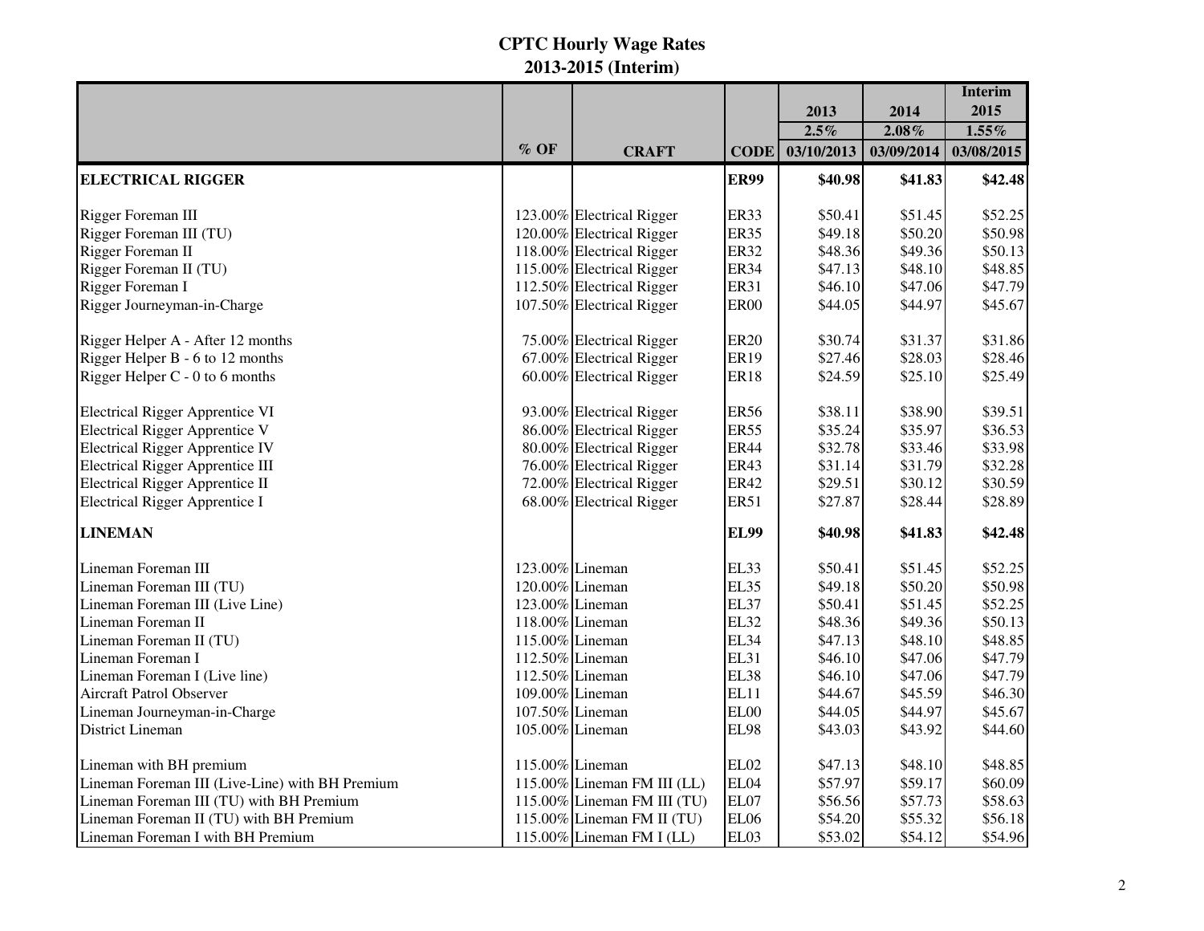# CPTC Hourly Wage Rates
## 2013-2015 (Interim)

| | % OF | CRAFT | CODE | 2013<br>2.5%<br>03/10/2013 | 2014<br>2.08%<br>03/09/2014 | Interim 2015<br>1.55%<br>03/08/2015 |
|---|---|---|---|---|---|---|
| **ELECTRICAL RIGGER** | | | **ER99** | **$40.98** | **$41.83** | **$42.48** |
| Rigger Foreman III | 123.00% | Electrical Rigger | ER33 | $50.41 | $51.45 | $52.25 |
| Rigger Foreman III (TU) | 120.00% | Electrical Rigger | ER35 | $49.18 | $50.20 | $50.98 |
| Rigger Foreman II | 118.00% | Electrical Rigger | ER32 | $48.36 | $49.36 | $50.13 |
| Rigger Foreman II (TU) | 115.00% | Electrical Rigger | ER34 | $47.13 | $48.10 | $48.85 |
| Rigger Foreman I | 112.50% | Electrical Rigger | ER31 | $46.10 | $47.06 | $47.79 |
| Rigger Journeyman-in-Charge | 107.50% | Electrical Rigger | ER00 | $44.05 | $44.97 | $45.67 |
| Rigger Helper A - After 12 months | 75.00% | Electrical Rigger | ER20 | $30.74 | $31.37 | $31.86 |
| Rigger Helper B - 6 to 12 months | 67.00% | Electrical Rigger | ER19 | $27.46 | $28.03 | $28.46 |
| Rigger Helper C - 0 to 6 months | 60.00% | Electrical Rigger | ER18 | $24.59 | $25.10 | $25.49 |
| Electrical Rigger Apprentice VI | 93.00% | Electrical Rigger | ER56 | $38.11 | $38.90 | $39.51 |
| Electrical Rigger Apprentice V | 86.00% | Electrical Rigger | ER55 | $35.24 | $35.97 | $36.53 |
| Electrical Rigger Apprentice IV | 80.00% | Electrical Rigger | ER44 | $32.78 | $33.46 | $33.98 |
| Electrical Rigger Apprentice III | 76.00% | Electrical Rigger | ER43 | $31.14 | $31.79 | $32.28 |
| Electrical Rigger Apprentice II | 72.00% | Electrical Rigger | ER42 | $29.51 | $30.12 | $30.59 |
| Electrical Rigger Apprentice I | 68.00% | Electrical Rigger | ER51 | $27.87 | $28.44 | $28.89 |
| **LINEMAN** | | | **EL99** | **$40.98** | **$41.83** | **$42.48** |
| Lineman Foreman III | 123.00% | Lineman | EL33 | $50.41 | $51.45 | $52.25 |
| Lineman Foreman III (TU) | 120.00% | Lineman | EL35 | $49.18 | $50.20 | $50.98 |
| Lineman Foreman III (Live Line) | 123.00% | Lineman | EL37 | $50.41 | $51.45 | $52.25 |
| Lineman Foreman II | 118.00% | Lineman | EL32 | $48.36 | $49.36 | $50.13 |
| Lineman Foreman II (TU) | 115.00% | Lineman | EL34 | $47.13 | $48.10 | $48.85 |
| Lineman Foreman I | 112.50% | Lineman | EL31 | $46.10 | $47.06 | $47.79 |
| Lineman Foreman I (Live line) | 112.50% | Lineman | EL38 | $46.10 | $47.06 | $47.79 |
| Aircraft Patrol Observer | 109.00% | Lineman | EL11 | $44.67 | $45.59 | $46.30 |
| Lineman Journeyman-in-Charge | 107.50% | Lineman | EL00 | $44.05 | $44.97 | $45.67 |
| District Lineman | 105.00% | Lineman | EL98 | $43.03 | $43.92 | $44.60 |
| Lineman with BH premium | 115.00% | Lineman | EL02 | $47.13 | $48.10 | $48.85 |
| Lineman Foreman III (Live-Line) with BH Premium | 115.00% | Lineman FM III (LL) | EL04 | $57.97 | $59.17 | $60.09 |
| Lineman Foreman III (TU) with BH Premium | 115.00% | Lineman FM III (TU) | EL07 | $56.56 | $57.73 | $58.63 |
| Lineman Foreman II (TU) with BH Premium | 115.00% | Lineman FM II (TU) | EL06 | $54.20 | $55.32 | $56.18 |
| Lineman Foreman I with BH Premium | 115.00% | Lineman FM I (LL) | EL03 | $53.02 | $54.12 | $54.96 |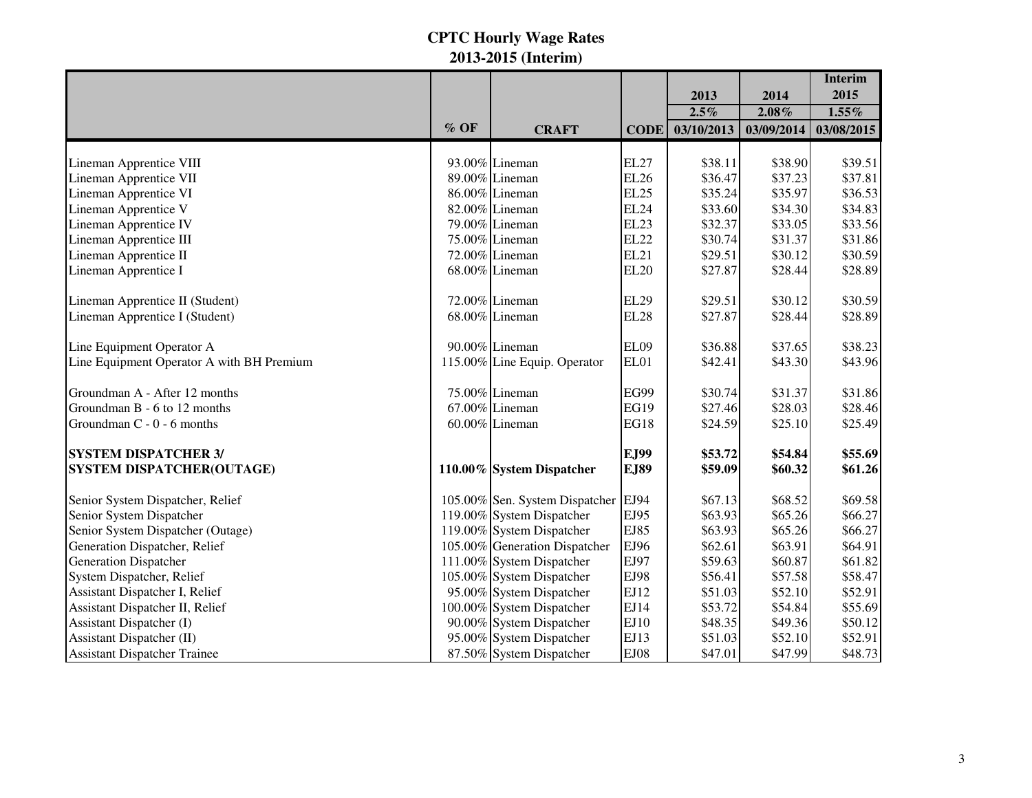# CPTC Hourly Wage Rates
## 2013-2015 (Interim)

| | | | | 2013 | 2014 | Interim 2015 |
|---|---|---|---|---|---|---|
| | | | | 2.5% | 2.08% | 1.55% |
| | % OF | CRAFT | CODE | 03/10/2013 | 03/09/2014 | 03/08/2015 |
| Lineman Apprentice VIII | 93.00% | Lineman | EL27 | $38.11 | $38.90 | $39.51 |
| Lineman Apprentice VII | 89.00% | Lineman | EL26 | $36.47 | $37.23 | $37.81 |
| Lineman Apprentice VI | 86.00% | Lineman | EL25 | $35.24 | $35.97 | $36.53 |
| Lineman Apprentice V | 82.00% | Lineman | EL24 | $33.60 | $34.30 | $34.83 |
| Lineman Apprentice IV | 79.00% | Lineman | EL23 | $32.37 | $33.05 | $33.56 |
| Lineman Apprentice III | 75.00% | Lineman | EL22 | $30.74 | $31.37 | $31.86 |
| Lineman Apprentice II | 72.00% | Lineman | EL21 | $29.51 | $30.12 | $30.59 |
| Lineman Apprentice I | 68.00% | Lineman | EL20 | $27.87 | $28.44 | $28.89 |
| Lineman Apprentice II (Student) | 72.00% | Lineman | EL29 | $29.51 | $30.12 | $30.59 |
| Lineman Apprentice I (Student) | 68.00% | Lineman | EL28 | $27.87 | $28.44 | $28.89 |
| Line Equipment Operator A | 90.00% | Lineman | EL09 | $36.88 | $37.65 | $38.23 |
| Line Equipment Operator A with BH Premium | 115.00% | Line Equip. Operator | EL01 | $42.41 | $43.30 | $43.96 |
| Groundman A - After 12 months | 75.00% | Lineman | EG99 | $30.74 | $31.37 | $31.86 |
| Groundman B - 6 to 12 months | 67.00% | Lineman | EG19 | $27.46 | $28.03 | $28.46 |
| Groundman C - 0 - 6 months | 60.00% | Lineman | EG18 | $24.59 | $25.10 | $25.49 |
| **SYSTEM DISPATCHER 3/** | | | **EJ99** | **$53.72** | **$54.84** | **$55.69** |
| **SYSTEM DISPATCHER(OUTAGE)** | **110.00%** | **System Dispatcher** | **EJ89** | **$59.09** | **$60.32** | **$61.26** |
| Senior System Dispatcher, Relief | 105.00% | Sen. System Dispatcher | EJ94 | $67.13 | $68.52 | $69.58 |
| Senior System Dispatcher | 119.00% | System Dispatcher | EJ95 | $63.93 | $65.26 | $66.27 |
| Senior System Dispatcher (Outage) | 119.00% | System Dispatcher | EJ85 | $63.93 | $65.26 | $66.27 |
| Generation Dispatcher, Relief | 105.00% | Generation Dispatcher | EJ96 | $62.61 | $63.91 | $64.91 |
| Generation Dispatcher | 111.00% | System Dispatcher | EJ97 | $59.63 | $60.87 | $61.82 |
| System Dispatcher, Relief | 105.00% | System Dispatcher | EJ98 | $56.41 | $57.58 | $58.47 |
| Assistant Dispatcher I, Relief | 95.00% | System Dispatcher | EJ12 | $51.03 | $52.10 | $52.91 |
| Assistant Dispatcher II, Relief | 100.00% | System Dispatcher | EJ14 | $53.72 | $54.84 | $55.69 |
| Assistant Dispatcher (I) | 90.00% | System Dispatcher | EJ10 | $48.35 | $49.36 | $50.12 |
| Assistant Dispatcher (II) | 95.00% | System Dispatcher | EJ13 | $51.03 | $52.10 | $52.91 |
| Assistant Dispatcher Trainee | 87.50% | System Dispatcher | EJ08 | $47.01 | $47.99 | $48.73 |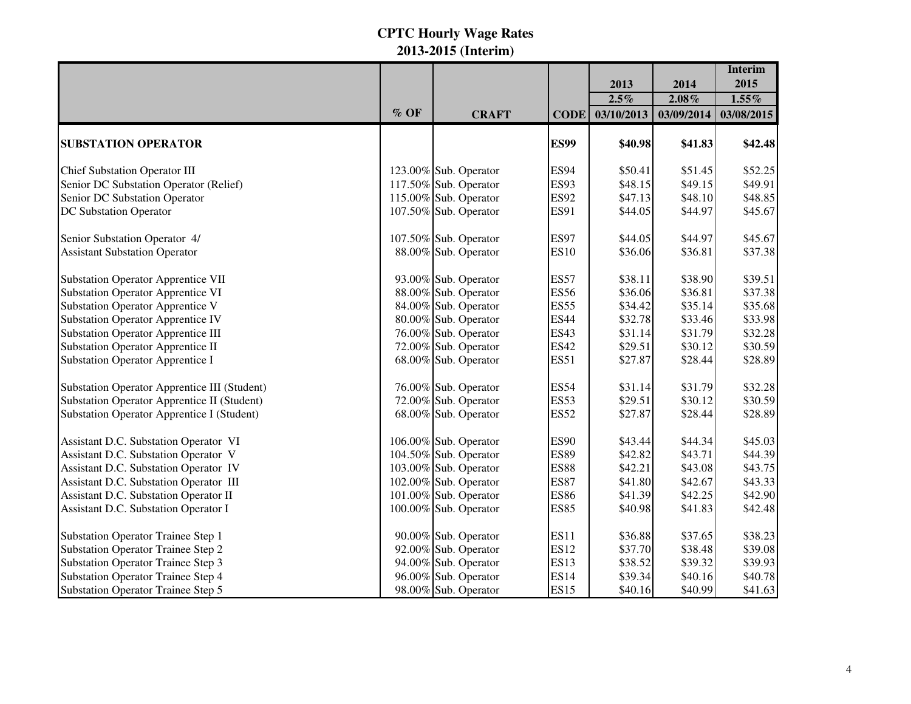# CPTC Hourly Wage Rates
## 2013-2015 (Interim)

| | | | | 2013 | 2014 | Interim 2015 |
|---|---|---|---|---|---|---|
| | | | | 2.5% | 2.08% | 1.55% |
| | % OF | CRAFT | CODE | 03/10/2013 | 03/09/2014 | 03/08/2015 |
| **SUBSTATION OPERATOR** | | | **ES99** | **$40.98** | **$41.83** | **$42.48** |
| Chief Substation Operator III | 123.00% | Sub. Operator | ES94 | $50.41 | $51.45 | $52.25 |
| Senior DC Substation Operator (Relief) | 117.50% | Sub. Operator | ES93 | $48.15 | $49.15 | $49.91 |
| Senior DC Substation Operator | 115.00% | Sub. Operator | ES92 | $47.13 | $48.10 | $48.85 |
| DC Substation Operator | 107.50% | Sub. Operator | ES91 | $44.05 | $44.97 | $45.67 |
| Senior Substation Operator 4/ | 107.50% | Sub. Operator | ES97 | $44.05 | $44.97 | $45.67 |
| Assistant Substation Operator | 88.00% | Sub. Operator | ES10 | $36.06 | $36.81 | $37.38 |
| Substation Operator Apprentice VII | 93.00% | Sub. Operator | ES57 | $38.11 | $38.90 | $39.51 |
| Substation Operator Apprentice VI | 88.00% | Sub. Operator | ES56 | $36.06 | $36.81 | $37.38 |
| Substation Operator Apprentice V | 84.00% | Sub. Operator | ES55 | $34.42 | $35.14 | $35.68 |
| Substation Operator Apprentice IV | 80.00% | Sub. Operator | ES44 | $32.78 | $33.46 | $33.98 |
| Substation Operator Apprentice III | 76.00% | Sub. Operator | ES43 | $31.14 | $31.79 | $32.28 |
| Substation Operator Apprentice II | 72.00% | Sub. Operator | ES42 | $29.51 | $30.12 | $30.59 |
| Substation Operator Apprentice I | 68.00% | Sub. Operator | ES51 | $27.87 | $28.44 | $28.89 |
| Substation Operator Apprentice III (Student) | 76.00% | Sub. Operator | ES54 | $31.14 | $31.79 | $32.28 |
| Substation Operator Apprentice II (Student) | 72.00% | Sub. Operator | ES53 | $29.51 | $30.12 | $30.59 |
| Substation Operator Apprentice I (Student) | 68.00% | Sub. Operator | ES52 | $27.87 | $28.44 | $28.89 |
| Assistant D.C. Substation Operator VI | 106.00% | Sub. Operator | ES90 | $43.44 | $44.34 | $45.03 |
| Assistant D.C. Substation Operator V | 104.50% | Sub. Operator | ES89 | $42.82 | $43.71 | $44.39 |
| Assistant D.C. Substation Operator IV | 103.00% | Sub. Operator | ES88 | $42.21 | $43.08 | $43.75 |
| Assistant D.C. Substation Operator III | 102.00% | Sub. Operator | ES87 | $41.80 | $42.67 | $43.33 |
| Assistant D.C. Substation Operator II | 101.00% | Sub. Operator | ES86 | $41.39 | $42.25 | $42.90 |
| Assistant D.C. Substation Operator I | 100.00% | Sub. Operator | ES85 | $40.98 | $41.83 | $42.48 |
| Substation Operator Trainee Step 1 | 90.00% | Sub. Operator | ES11 | $36.88 | $37.65 | $38.23 |
| Substation Operator Trainee Step 2 | 92.00% | Sub. Operator | ES12 | $37.70 | $38.48 | $39.08 |
| Substation Operator Trainee Step 3 | 94.00% | Sub. Operator | ES13 | $38.52 | $39.32 | $39.93 |
| Substation Operator Trainee Step 4 | 96.00% | Sub. Operator | ES14 | $39.34 | $40.16 | $40.78 |
| Substation Operator Trainee Step 5 | 98.00% | Sub. Operator | ES15 | $40.16 | $40.99 | $41.63 |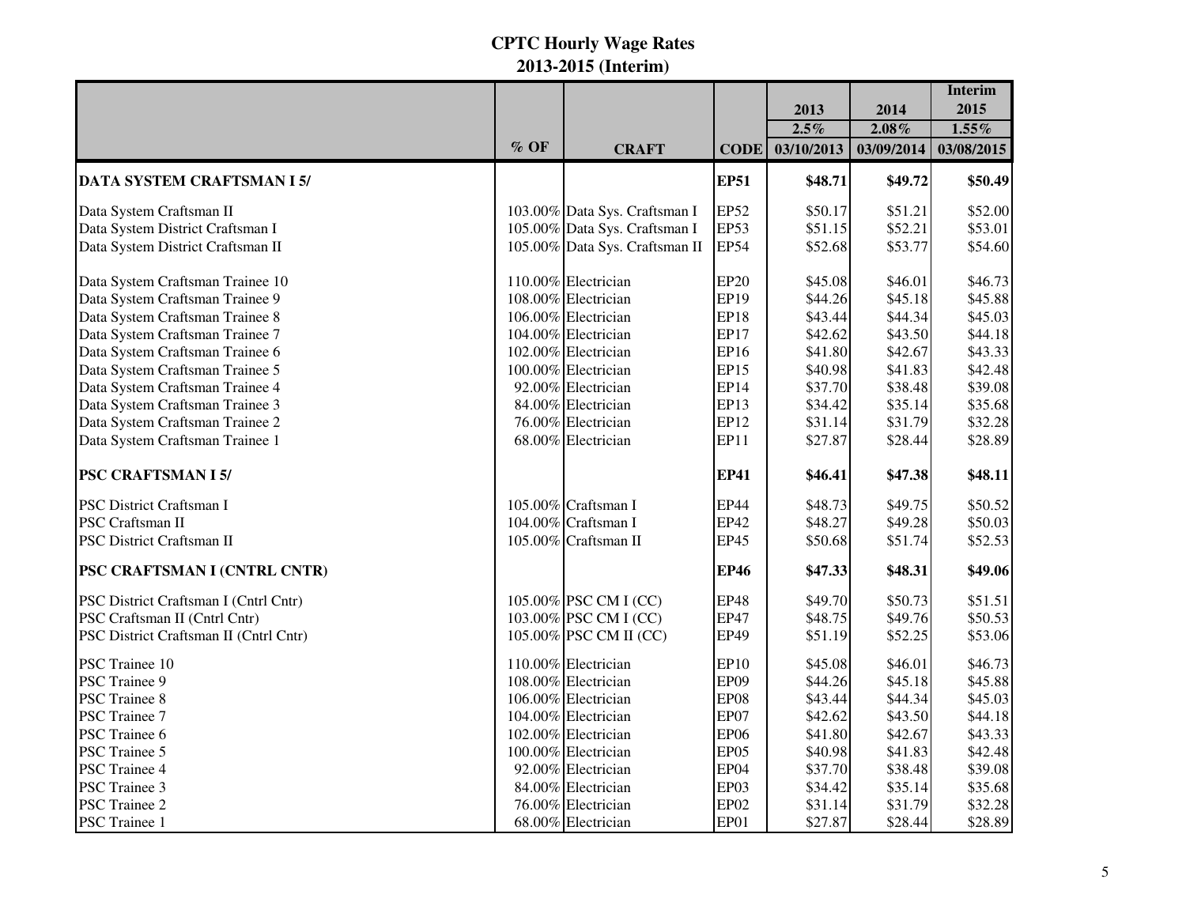# CPTC Hourly Wage Rates
## 2013-2015 (Interim)

| | % OF | CRAFT | CODE | 2013<br>2.5%<br>03/10/2013 | 2014<br>2.08%<br>03/09/2014 | Interim 2015<br>1.55%<br>03/08/2015 |
|---|---|---|---|---|---|---|
| **DATA SYSTEM CRAFTSMAN I 5/** | | | **EP51** | **$48.71** | **$49.72** | **$50.49** |
| Data System Craftsman II | 103.00% | Data Sys. Craftsman I | EP52 | $50.17 | $51.21 | $52.00 |
| Data System District Craftsman I | 105.00% | Data Sys. Craftsman I | EP53 | $51.15 | $52.21 | $53.01 |
| Data System District Craftsman II | 105.00% | Data Sys. Craftsman II | EP54 | $52.68 | $53.77 | $54.60 |
| Data System Craftsman Trainee 10 | 110.00% | Electrician | EP20 | $45.08 | $46.01 | $46.73 |
| Data System Craftsman Trainee 9 | 108.00% | Electrician | EP19 | $44.26 | $45.18 | $45.88 |
| Data System Craftsman Trainee 8 | 106.00% | Electrician | EP18 | $43.44 | $44.34 | $45.03 |
| Data System Craftsman Trainee 7 | 104.00% | Electrician | EP17 | $42.62 | $43.50 | $44.18 |
| Data System Craftsman Trainee 6 | 102.00% | Electrician | EP16 | $41.80 | $42.67 | $43.33 |
| Data System Craftsman Trainee 5 | 100.00% | Electrician | EP15 | $40.98 | $41.83 | $42.48 |
| Data System Craftsman Trainee 4 | 92.00% | Electrician | EP14 | $37.70 | $38.48 | $39.08 |
| Data System Craftsman Trainee 3 | 84.00% | Electrician | EP13 | $34.42 | $35.14 | $35.68 |
| Data System Craftsman Trainee 2 | 76.00% | Electrician | EP12 | $31.14 | $31.79 | $32.28 |
| Data System Craftsman Trainee 1 | 68.00% | Electrician | EP11 | $27.87 | $28.44 | $28.89 |
| **PSC CRAFTSMAN I 5/** | | | **EP41** | **$46.41** | **$47.38** | **$48.11** |
| PSC District Craftsman I | 105.00% | Craftsman I | EP44 | $48.73 | $49.75 | $50.52 |
| PSC Craftsman II | 104.00% | Craftsman I | EP42 | $48.27 | $49.28 | $50.03 |
| PSC District Craftsman II | 105.00% | Craftsman II | EP45 | $50.68 | $51.74 | $52.53 |
| **PSC CRAFTSMAN I (CNTRL CNTR)** | | | **EP46** | **$47.33** | **$48.31** | **$49.06** |
| PSC District Craftsman I (Cntrl Cntr) | 105.00% | PSC CM I (CC) | EP48 | $49.70 | $50.73 | $51.51 |
| PSC Craftsman II (Cntrl Cntr) | 103.00% | PSC CM I (CC) | EP47 | $48.75 | $49.76 | $50.53 |
| PSC District Craftsman II (Cntrl Cntr) | 105.00% | PSC CM II (CC) | EP49 | $51.19 | $52.25 | $53.06 |
| PSC Trainee 10 | 110.00% | Electrician | EP10 | $45.08 | $46.01 | $46.73 |
| PSC Trainee 9 | 108.00% | Electrician | EP09 | $44.26 | $45.18 | $45.88 |
| PSC Trainee 8 | 106.00% | Electrician | EP08 | $43.44 | $44.34 | $45.03 |
| PSC Trainee 7 | 104.00% | Electrician | EP07 | $42.62 | $43.50 | $44.18 |
| PSC Trainee 6 | 102.00% | Electrician | EP06 | $41.80 | $42.67 | $43.33 |
| PSC Trainee 5 | 100.00% | Electrician | EP05 | $40.98 | $41.83 | $42.48 |
| PSC Trainee 4 | 92.00% | Electrician | EP04 | $37.70 | $38.48 | $39.08 |
| PSC Trainee 3 | 84.00% | Electrician | EP03 | $34.42 | $35.14 | $35.68 |
| PSC Trainee 2 | 76.00% | Electrician | EP02 | $31.14 | $31.79 | $32.28 |
| PSC Trainee 1 | 68.00% | Electrician | EP01 | $27.87 | $28.44 | $28.89 |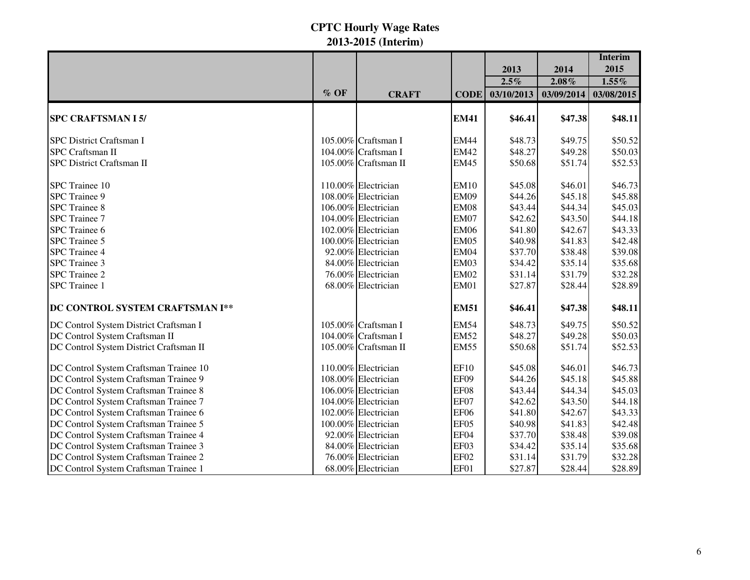# CPTC Hourly Wage Rates
## 2013-2015 (Interim)

| | | | | 2013 | 2014 | Interim 2015 |
|---|---|---|---|---|---|---|
| | | | | 2.5% | 2.08% | 1.55% |
| | % OF | CRAFT | CODE | 03/10/2013 | 03/09/2014 | 03/08/2015 |
| **SPC CRAFTSMAN I 5/** | | | **EM41** | **$46.41** | **$47.38** | **$48.11** |
| SPC District Craftsman I | 105.00% | Craftsman I | EM44 | $48.73 | $49.75 | $50.52 |
| SPC Craftsman II | 104.00% | Craftsman I | EM42 | $48.27 | $49.28 | $50.03 |
| SPC District Craftsman II | 105.00% | Craftsman II | EM45 | $50.68 | $51.74 | $52.53 |
| SPC Trainee 10 | 110.00% | Electrician | EM10 | $45.08 | $46.01 | $46.73 |
| SPC Trainee 9 | 108.00% | Electrician | EM09 | $44.26 | $45.18 | $45.88 |
| SPC Trainee 8 | 106.00% | Electrician | EM08 | $43.44 | $44.34 | $45.03 |
| SPC Trainee 7 | 104.00% | Electrician | EM07 | $42.62 | $43.50 | $44.18 |
| SPC Trainee 6 | 102.00% | Electrician | EM06 | $41.80 | $42.67 | $43.33 |
| SPC Trainee 5 | 100.00% | Electrician | EM05 | $40.98 | $41.83 | $42.48 |
| SPC Trainee 4 | 92.00% | Electrician | EM04 | $37.70 | $38.48 | $39.08 |
| SPC Trainee 3 | 84.00% | Electrician | EM03 | $34.42 | $35.14 | $35.68 |
| SPC Trainee 2 | 76.00% | Electrician | EM02 | $31.14 | $31.79 | $32.28 |
| SPC Trainee 1 | 68.00% | Electrician | EM01 | $27.87 | $28.44 | $28.89 |
| **DC CONTROL SYSTEM CRAFTSMAN I\*\*** | | | **EM51** | **$46.41** | **$47.38** | **$48.11** |
| DC Control System District Craftsman I | 105.00% | Craftsman I | EM54 | $48.73 | $49.75 | $50.52 |
| DC Control System Craftsman II | 104.00% | Craftsman I | EM52 | $48.27 | $49.28 | $50.03 |
| DC Control System District Craftsman II | 105.00% | Craftsman II | EM55 | $50.68 | $51.74 | $52.53 |
| DC Control System Craftsman Trainee 10 | 110.00% | Electrician | EF10 | $45.08 | $46.01 | $46.73 |
| DC Control System Craftsman Trainee 9 | 108.00% | Electrician | EF09 | $44.26 | $45.18 | $45.88 |
| DC Control System Craftsman Trainee 8 | 106.00% | Electrician | EF08 | $43.44 | $44.34 | $45.03 |
| DC Control System Craftsman Trainee 7 | 104.00% | Electrician | EF07 | $42.62 | $43.50 | $44.18 |
| DC Control System Craftsman Trainee 6 | 102.00% | Electrician | EF06 | $41.80 | $42.67 | $43.33 |
| DC Control System Craftsman Trainee 5 | 100.00% | Electrician | EF05 | $40.98 | $41.83 | $42.48 |
| DC Control System Craftsman Trainee 4 | 92.00% | Electrician | EF04 | $37.70 | $38.48 | $39.08 |
| DC Control System Craftsman Trainee 3 | 84.00% | Electrician | EF03 | $34.42 | $35.14 | $35.68 |
| DC Control System Craftsman Trainee 2 | 76.00% | Electrician | EF02 | $31.14 | $31.79 | $32.28 |
| DC Control System Craftsman Trainee 1 | 68.00% | Electrician | EF01 | $27.87 | $28.44 | $28.89 |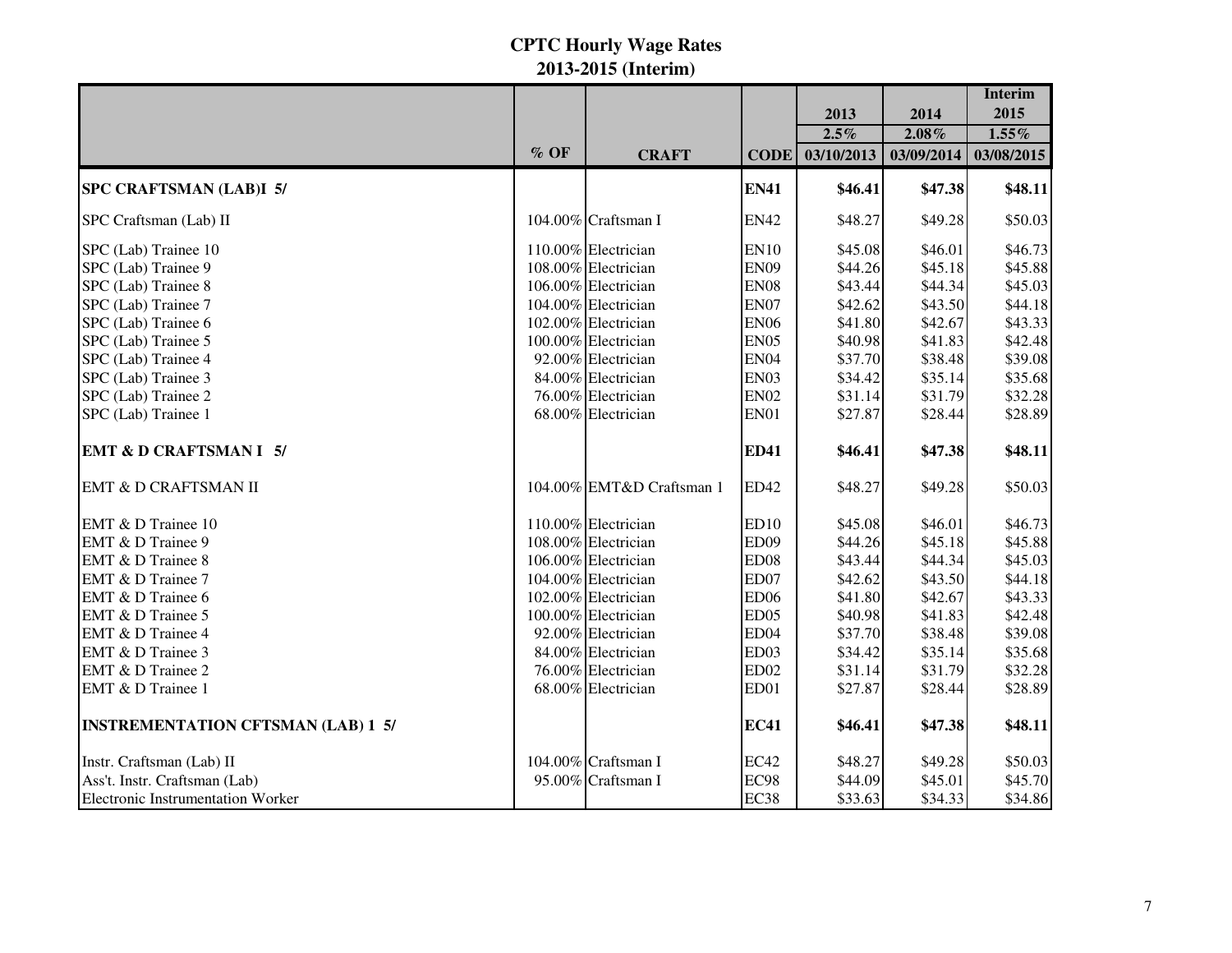# CPTC Hourly Wage Rates
## 2013-2015 (Interim)

| | % OF | CRAFT | CODE | 2013<br>2.5%<br>03/10/2013 | 2014<br>2.08%<br>03/09/2014 | Interim 2015<br>1.55%<br>03/08/2015 |
|---|---|---|---|---|---|---|
| **SPC CRAFTSMAN (LAB)I 5/** | | | **EN41** | **$46.41** | **$47.38** | **$48.11** |
| SPC Craftsman (Lab) II | 104.00% | Craftsman I | EN42 | $48.27 | $49.28 | $50.03 |
| SPC (Lab) Trainee 10 | 110.00% | Electrician | EN10 | $45.08 | $46.01 | $46.73 |
| SPC (Lab) Trainee 9 | 108.00% | Electrician | EN09 | $44.26 | $45.18 | $45.88 |
| SPC (Lab) Trainee 8 | 106.00% | Electrician | EN08 | $43.44 | $44.34 | $45.03 |
| SPC (Lab) Trainee 7 | 104.00% | Electrician | EN07 | $42.62 | $43.50 | $44.18 |
| SPC (Lab) Trainee 6 | 102.00% | Electrician | EN06 | $41.80 | $42.67 | $43.33 |
| SPC (Lab) Trainee 5 | 100.00% | Electrician | EN05 | $40.98 | $41.83 | $42.48 |
| SPC (Lab) Trainee 4 | 92.00% | Electrician | EN04 | $37.70 | $38.48 | $39.08 |
| SPC (Lab) Trainee 3 | 84.00% | Electrician | EN03 | $34.42 | $35.14 | $35.68 |
| SPC (Lab) Trainee 2 | 76.00% | Electrician | EN02 | $31.14 | $31.79 | $32.28 |
| SPC (Lab) Trainee 1 | 68.00% | Electrician | EN01 | $27.87 | $28.44 | $28.89 |
| **EMT & D CRAFTSMAN I 5/** | | | **ED41** | **$46.41** | **$47.38** | **$48.11** |
| EMT & D CRAFTSMAN II | 104.00% | EMT&D Craftsman 1 | ED42 | $48.27 | $49.28 | $50.03 |
| EMT & D Trainee 10 | 110.00% | Electrician | ED10 | $45.08 | $46.01 | $46.73 |
| EMT & D Trainee 9 | 108.00% | Electrician | ED09 | $44.26 | $45.18 | $45.88 |
| EMT & D Trainee 8 | 106.00% | Electrician | ED08 | $43.44 | $44.34 | $45.03 |
| EMT & D Trainee 7 | 104.00% | Electrician | ED07 | $42.62 | $43.50 | $44.18 |
| EMT & D Trainee 6 | 102.00% | Electrician | ED06 | $41.80 | $42.67 | $43.33 |
| EMT & D Trainee 5 | 100.00% | Electrician | ED05 | $40.98 | $41.83 | $42.48 |
| EMT & D Trainee 4 | 92.00% | Electrician | ED04 | $37.70 | $38.48 | $39.08 |
| EMT & D Trainee 3 | 84.00% | Electrician | ED03 | $34.42 | $35.14 | $35.68 |
| EMT & D Trainee 2 | 76.00% | Electrician | ED02 | $31.14 | $31.79 | $32.28 |
| EMT & D Trainee 1 | 68.00% | Electrician | ED01 | $27.87 | $28.44 | $28.89 |
| **INSTREMENTATION CFTSMAN (LAB) 1 5/** | | | **EC41** | **$46.41** | **$47.38** | **$48.11** |
| Instr. Craftsman (Lab) II | 104.00% | Craftsman I | EC42 | $48.27 | $49.28 | $50.03 |
| Ass't. Instr. Craftsman (Lab) | 95.00% | Craftsman I | EC98 | $44.09 | $45.01 | $45.70 |
| Electronic Instrumentation Worker | | | EC38 | $33.63 | $34.33 | $34.86 |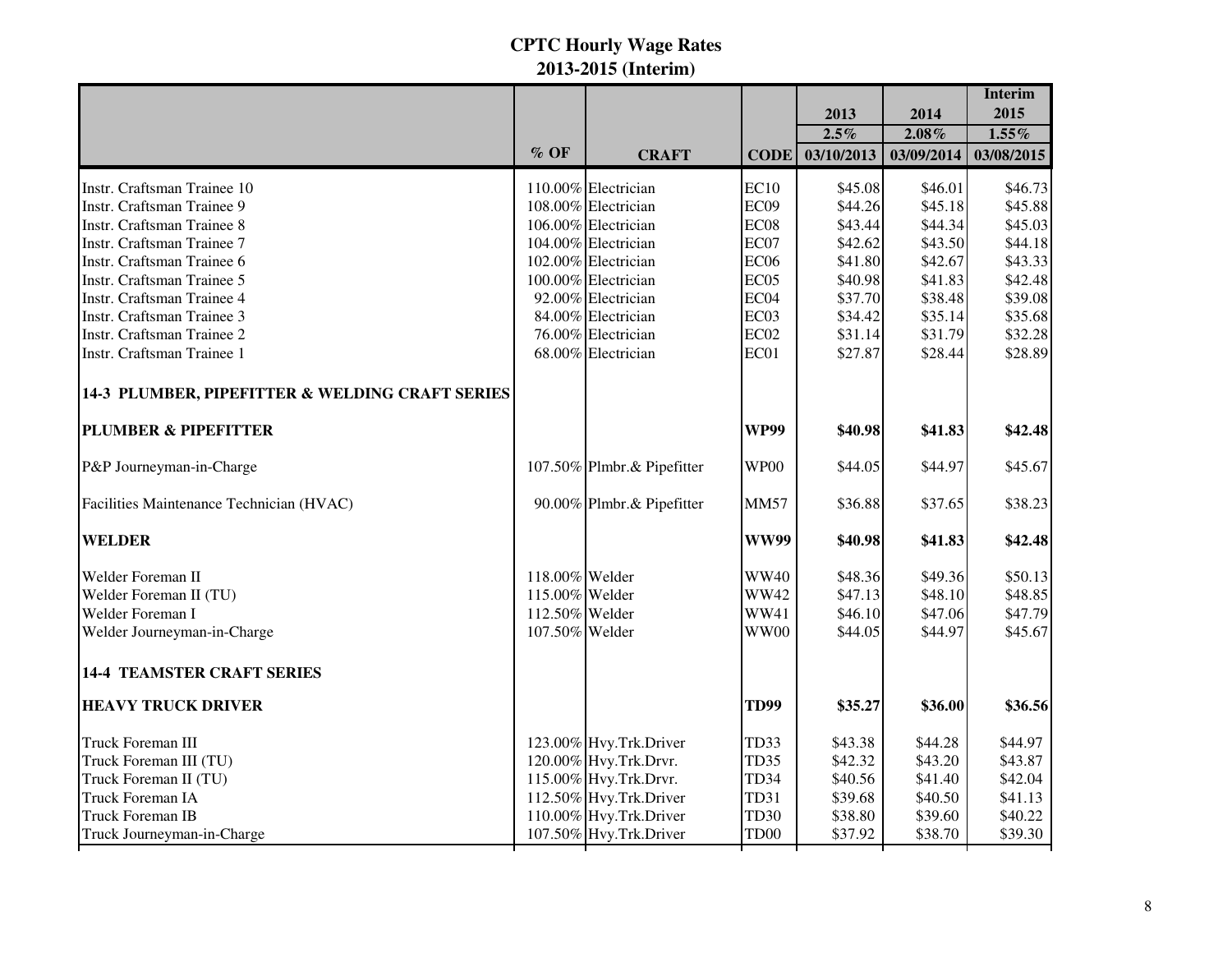# CPTC Hourly Wage Rates
## 2013-2015 (Interim)

| | % OF | CRAFT | CODE | 2013<br>2.5%<br>03/10/2013 | 2014<br>2.08%<br>03/09/2014 | Interim 2015<br>1.55%<br>03/08/2015 |
|---|---|---|---|---|---|---|
| Instr. Craftsman Trainee 10 | 110.00% | Electrician | EC10 | $45.08 | $46.01 | $46.73 |
| Instr. Craftsman Trainee 9 | 108.00% | Electrician | EC09 | $44.26 | $45.18 | $45.88 |
| Instr. Craftsman Trainee 8 | 106.00% | Electrician | EC08 | $43.44 | $44.34 | $45.03 |
| Instr. Craftsman Trainee 7 | 104.00% | Electrician | EC07 | $42.62 | $43.50 | $44.18 |
| Instr. Craftsman Trainee 6 | 102.00% | Electrician | EC06 | $41.80 | $42.67 | $43.33 |
| Instr. Craftsman Trainee 5 | 100.00% | Electrician | EC05 | $40.98 | $41.83 | $42.48 |
| Instr. Craftsman Trainee 4 | 92.00% | Electrician | EC04 | $37.70 | $38.48 | $39.08 |
| Instr. Craftsman Trainee 3 | 84.00% | Electrician | EC03 | $34.42 | $35.14 | $35.68 |
| Instr. Craftsman Trainee 2 | 76.00% | Electrician | EC02 | $31.14 | $31.79 | $32.28 |
| Instr. Craftsman Trainee 1 | 68.00% | Electrician | EC01 | $27.87 | $28.44 | $28.89 |
| **14-3 PLUMBER, PIPEFITTER & WELDING CRAFT SERIES** | | | | | | |
| **PLUMBER & PIPEFITTER** | | | **WP99** | **$40.98** | **$41.83** | **$42.48** |
| P&P Journeyman-in-Charge | 107.50% | Plmbr.& Pipefitter | WP00 | $44.05 | $44.97 | $45.67 |
| Facilities Maintenance Technician (HVAC) | 90.00% | Plmbr.& Pipefitter | MM57 | $36.88 | $37.65 | $38.23 |
| **WELDER** | | | **WW99** | **$40.98** | **$41.83** | **$42.48** |
| Welder Foreman II | 118.00% | Welder | WW40 | $48.36 | $49.36 | $50.13 |
| Welder Foreman II (TU) | 115.00% | Welder | WW42 | $47.13 | $48.10 | $48.85 |
| Welder Foreman I | 112.50% | Welder | WW41 | $46.10 | $47.06 | $47.79 |
| Welder Journeyman-in-Charge | 107.50% | Welder | WW00 | $44.05 | $44.97 | $45.67 |
| **14-4 TEAMSTER CRAFT SERIES** | | | | | | |
| **HEAVY TRUCK DRIVER** | | | **TD99** | **$35.27** | **$36.00** | **$36.56** |
| Truck Foreman III | 123.00% | Hvy.Trk.Driver | TD33 | $43.38 | $44.28 | $44.97 |
| Truck Foreman III (TU) | 120.00% | Hvy.Trk.Drvr. | TD35 | $42.32 | $43.20 | $43.87 |
| Truck Foreman II (TU) | 115.00% | Hvy.Trk.Drvr. | TD34 | $40.56 | $41.40 | $42.04 |
| Truck Foreman IA | 112.50% | Hvy.Trk.Driver | TD31 | $39.68 | $40.50 | $41.13 |
| Truck Foreman IB | 110.00% | Hvy.Trk.Driver | TD30 | $38.80 | $39.60 | $40.22 |
| Truck Journeyman-in-Charge | 107.50% | Hvy.Trk.Driver | TD00 | $37.92 | $38.70 | $39.30 |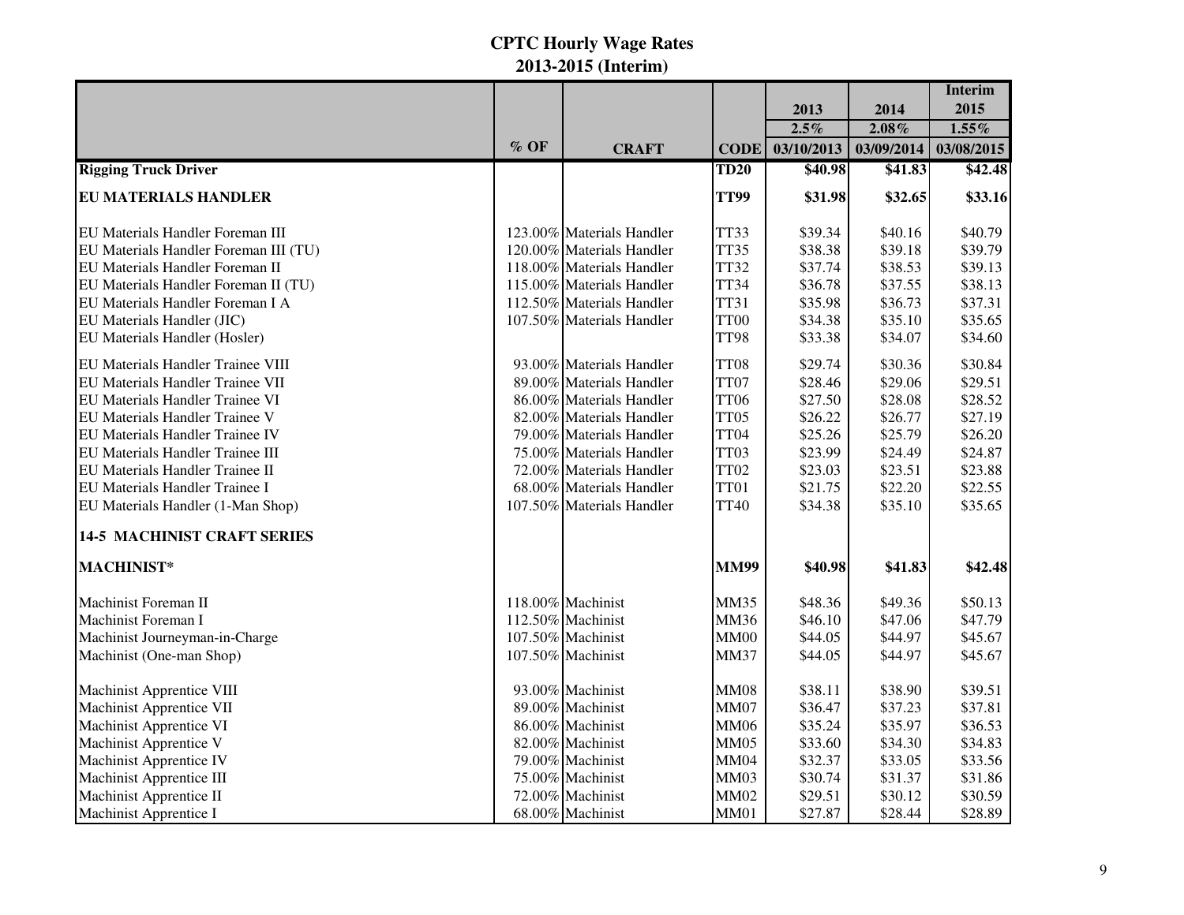# CPTC Hourly Wage Rates
## 2013-2015 (Interim)

| | % OF | CRAFT | CODE | 2013<br>2.5%<br>03/10/2013 | 2014<br>2.08%<br>03/09/2014 | Interim 2015<br>1.55%<br>03/08/2015 |
|---|---|---|---|---|---|---|
| **Rigging Truck Driver** | | | **TD20** | **$40.98** | **$41.83** | **$42.48** |
| **EU MATERIALS HANDLER** | | | **TT99** | **$31.98** | **$32.65** | **$33.16** |
| EU Materials Handler Foreman III | 123.00% | Materials Handler | TT33 | $39.34 | $40.16 | $40.79 |
| EU Materials Handler Foreman III (TU) | 120.00% | Materials Handler | TT35 | $38.38 | $39.18 | $39.79 |
| EU Materials Handler Foreman II | 118.00% | Materials Handler | TT32 | $37.74 | $38.53 | $39.13 |
| EU Materials Handler Foreman II (TU) | 115.00% | Materials Handler | TT34 | $36.78 | $37.55 | $38.13 |
| EU Materials Handler Foreman I A | 112.50% | Materials Handler | TT31 | $35.98 | $36.73 | $37.31 |
| EU Materials Handler (JIC) | 107.50% | Materials Handler | TT00 | $34.38 | $35.10 | $35.65 |
| EU Materials Handler (Hosler) | | | TT98 | $33.38 | $34.07 | $34.60 |
| EU Materials Handler Trainee VIII | 93.00% | Materials Handler | TT08 | $29.74 | $30.36 | $30.84 |
| EU Materials Handler Trainee VII | 89.00% | Materials Handler | TT07 | $28.46 | $29.06 | $29.51 |
| EU Materials Handler Trainee VI | 86.00% | Materials Handler | TT06 | $27.50 | $28.08 | $28.52 |
| EU Materials Handler Trainee V | 82.00% | Materials Handler | TT05 | $26.22 | $26.77 | $27.19 |
| EU Materials Handler Trainee IV | 79.00% | Materials Handler | TT04 | $25.26 | $25.79 | $26.20 |
| EU Materials Handler Trainee III | 75.00% | Materials Handler | TT03 | $23.99 | $24.49 | $24.87 |
| EU Materials Handler Trainee II | 72.00% | Materials Handler | TT02 | $23.03 | $23.51 | $23.88 |
| EU Materials Handler Trainee I | 68.00% | Materials Handler | TT01 | $21.75 | $22.20 | $22.55 |
| EU Materials Handler (1-Man Shop) | 107.50% | Materials Handler | TT40 | $34.38 | $35.10 | $35.65 |
| **14-5 MACHINIST CRAFT SERIES** | | | | | | |
| **MACHINIST*** | | | **MM99** | **$40.98** | **$41.83** | **$42.48** |
| Machinist Foreman II | 118.00% | Machinist | MM35 | $48.36 | $49.36 | $50.13 |
| Machinist Foreman I | 112.50% | Machinist | MM36 | $46.10 | $47.06 | $47.79 |
| Machinist Journeyman-in-Charge | 107.50% | Machinist | MM00 | $44.05 | $44.97 | $45.67 |
| Machinist (One-man Shop) | 107.50% | Machinist | MM37 | $44.05 | $44.97 | $45.67 |
| Machinist Apprentice VIII | 93.00% | Machinist | MM08 | $38.11 | $38.90 | $39.51 |
| Machinist Apprentice VII | 89.00% | Machinist | MM07 | $36.47 | $37.23 | $37.81 |
| Machinist Apprentice VI | 86.00% | Machinist | MM06 | $35.24 | $35.97 | $36.53 |
| Machinist Apprentice V | 82.00% | Machinist | MM05 | $33.60 | $34.30 | $34.83 |
| Machinist Apprentice IV | 79.00% | Machinist | MM04 | $32.37 | $33.05 | $33.56 |
| Machinist Apprentice III | 75.00% | Machinist | MM03 | $30.74 | $31.37 | $31.86 |
| Machinist Apprentice II | 72.00% | Machinist | MM02 | $29.51 | $30.12 | $30.59 |
| Machinist Apprentice I | 68.00% | Machinist | MM01 | $27.87 | $28.44 | $28.89 |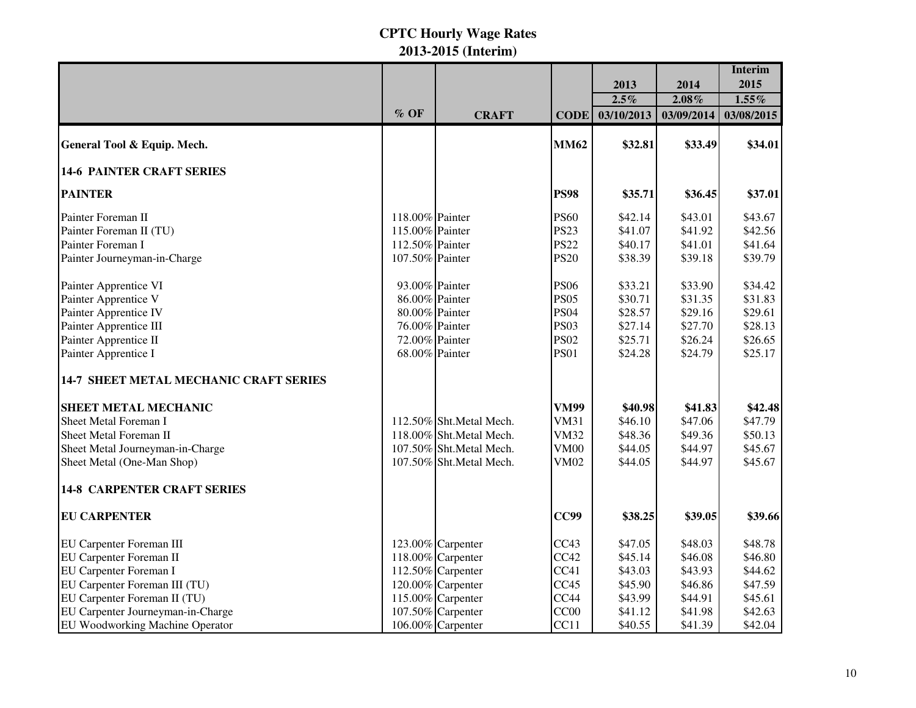# CPTC Hourly Wage Rates
## 2013-2015 (Interim)

| | % OF | CRAFT | CODE | 2013<br>2.5%<br>03/10/2013 | 2014<br>2.08%<br>03/09/2014 | Interim 2015<br>1.55%<br>03/08/2015 |
|---|---|---|---|---|---|---|
| **General Tool & Equip. Mech.** | | | **MM62** | **$32.81** | **$33.49** | **$34.01** |
| **14-6 PAINTER CRAFT SERIES** | | | | | | |
| **PAINTER** | | | **PS98** | **$35.71** | **$36.45** | **$37.01** |
| Painter Foreman II | 118.00% | Painter | PS60 | $42.14 | $43.01 | $43.67 |
| Painter Foreman II (TU) | 115.00% | Painter | PS23 | $41.07 | $41.92 | $42.56 |
| Painter Foreman I | 112.50% | Painter | PS22 | $40.17 | $41.01 | $41.64 |
| Painter Journeyman-in-Charge | 107.50% | Painter | PS20 | $38.39 | $39.18 | $39.79 |
| Painter Apprentice VI | 93.00% | Painter | PS06 | $33.21 | $33.90 | $34.42 |
| Painter Apprentice V | 86.00% | Painter | PS05 | $30.71 | $31.35 | $31.83 |
| Painter Apprentice IV | 80.00% | Painter | PS04 | $28.57 | $29.16 | $29.61 |
| Painter Apprentice III | 76.00% | Painter | PS03 | $27.14 | $27.70 | $28.13 |
| Painter Apprentice II | 72.00% | Painter | PS02 | $25.71 | $26.24 | $26.65 |
| Painter Apprentice I | 68.00% | Painter | PS01 | $24.28 | $24.79 | $25.17 |
| **14-7 SHEET METAL MECHANIC CRAFT SERIES** | | | | | | |
| **SHEET METAL MECHANIC** | | | **VM99** | **$40.98** | **$41.83** | **$42.48** |
| Sheet Metal Foreman I | 112.50% | Sht.Metal Mech. | VM31 | $46.10 | $47.06 | $47.79 |
| Sheet Metal Foreman II | 118.00% | Sht.Metal Mech. | VM32 | $48.36 | $49.36 | $50.13 |
| Sheet Metal Journeyman-in-Charge | 107.50% | Sht.Metal Mech. | VM00 | $44.05 | $44.97 | $45.67 |
| Sheet Metal (One-Man Shop) | 107.50% | Sht.Metal Mech. | VM02 | $44.05 | $44.97 | $45.67 |
| **14-8 CARPENTER CRAFT SERIES** | | | | | | |
| **EU CARPENTER** | | | **CC99** | **$38.25** | **$39.05** | **$39.66** |
| EU Carpenter Foreman III | 123.00% | Carpenter | CC43 | $47.05 | $48.03 | $48.78 |
| EU Carpenter Foreman II | 118.00% | Carpenter | CC42 | $45.14 | $46.08 | $46.80 |
| EU Carpenter Foreman I | 112.50% | Carpenter | CC41 | $43.03 | $43.93 | $44.62 |
| EU Carpenter Foreman III (TU) | 120.00% | Carpenter | CC45 | $45.90 | $46.86 | $47.59 |
| EU Carpenter Foreman II (TU) | 115.00% | Carpenter | CC44 | $43.99 | $44.91 | $45.61 |
| EU Carpenter Journeyman-in-Charge | 107.50% | Carpenter | CC00 | $41.12 | $41.98 | $42.63 |
| EU Woodworking Machine Operator | 106.00% | Carpenter | CC11 | $40.55 | $41.39 | $42.04 |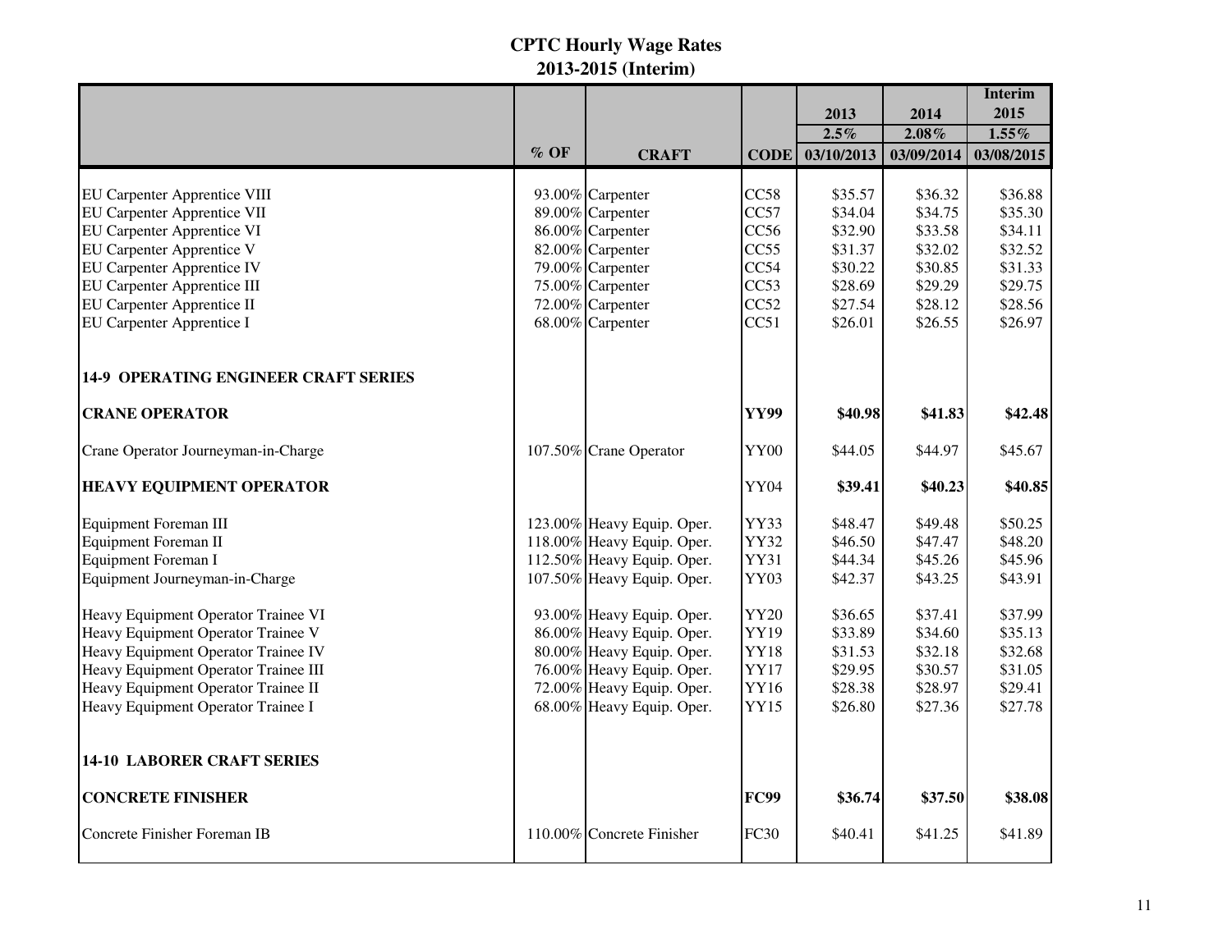# CPTC Hourly Wage Rates
## 2013-2015 (Interim)

| | | | | 2013 | 2014 | Interim 2015 |
|---|---|---|---|---|---|---|
| | | | | 2.5% | 2.08% | 1.55% |
| | % OF | CRAFT | CODE | 03/10/2013 | 03/09/2014 | 03/08/2015 |
| EU Carpenter Apprentice VIII | 93.00% | Carpenter | CC58 | $35.57 | $36.32 | $36.88 |
| EU Carpenter Apprentice VII | 89.00% | Carpenter | CC57 | $34.04 | $34.75 | $35.30 |
| EU Carpenter Apprentice VI | 86.00% | Carpenter | CC56 | $32.90 | $33.58 | $34.11 |
| EU Carpenter Apprentice V | 82.00% | Carpenter | CC55 | $31.37 | $32.02 | $32.52 |
| EU Carpenter Apprentice IV | 79.00% | Carpenter | CC54 | $30.22 | $30.85 | $31.33 |
| EU Carpenter Apprentice III | 75.00% | Carpenter | CC53 | $28.69 | $29.29 | $29.75 |
| EU Carpenter Apprentice II | 72.00% | Carpenter | CC52 | $27.54 | $28.12 | $28.56 |
| EU Carpenter Apprentice I | 68.00% | Carpenter | CC51 | $26.01 | $26.55 | $26.97 |
| **14-9 OPERATING ENGINEER CRAFT SERIES** | | | | | | |
| **CRANE OPERATOR** | | | **YY99** | **$40.98** | **$41.83** | **$42.48** |
| Crane Operator Journeyman-in-Charge | 107.50% | Crane Operator | YY00 | $44.05 | $44.97 | $45.67 |
| **HEAVY EQUIPMENT OPERATOR** | | | YY04 | **$39.41** | **$40.23** | **$40.85** |
| Equipment Foreman III | 123.00% | Heavy Equip. Oper. | YY33 | $48.47 | $49.48 | $50.25 |
| Equipment Foreman II | 118.00% | Heavy Equip. Oper. | YY32 | $46.50 | $47.47 | $48.20 |
| Equipment Foreman I | 112.50% | Heavy Equip. Oper. | YY31 | $44.34 | $45.26 | $45.96 |
| Equipment Journeyman-in-Charge | 107.50% | Heavy Equip. Oper. | YY03 | $42.37 | $43.25 | $43.91 |
| Heavy Equipment Operator Trainee VI | 93.00% | Heavy Equip. Oper. | YY20 | $36.65 | $37.41 | $37.99 |
| Heavy Equipment Operator Trainee V | 86.00% | Heavy Equip. Oper. | YY19 | $33.89 | $34.60 | $35.13 |
| Heavy Equipment Operator Trainee IV | 80.00% | Heavy Equip. Oper. | YY18 | $31.53 | $32.18 | $32.68 |
| Heavy Equipment Operator Trainee III | 76.00% | Heavy Equip. Oper. | YY17 | $29.95 | $30.57 | $31.05 |
| Heavy Equipment Operator Trainee II | 72.00% | Heavy Equip. Oper. | YY16 | $28.38 | $28.97 | $29.41 |
| Heavy Equipment Operator Trainee I | 68.00% | Heavy Equip. Oper. | YY15 | $26.80 | $27.36 | $27.78 |
| **14-10 LABORER CRAFT SERIES** | | | | | | |
| **CONCRETE FINISHER** | | | **FC99** | **$36.74** | **$37.50** | **$38.08** |
| Concrete Finisher Foreman IB | 110.00% | Concrete Finisher | FC30 | $40.41 | $41.25 | $41.89 |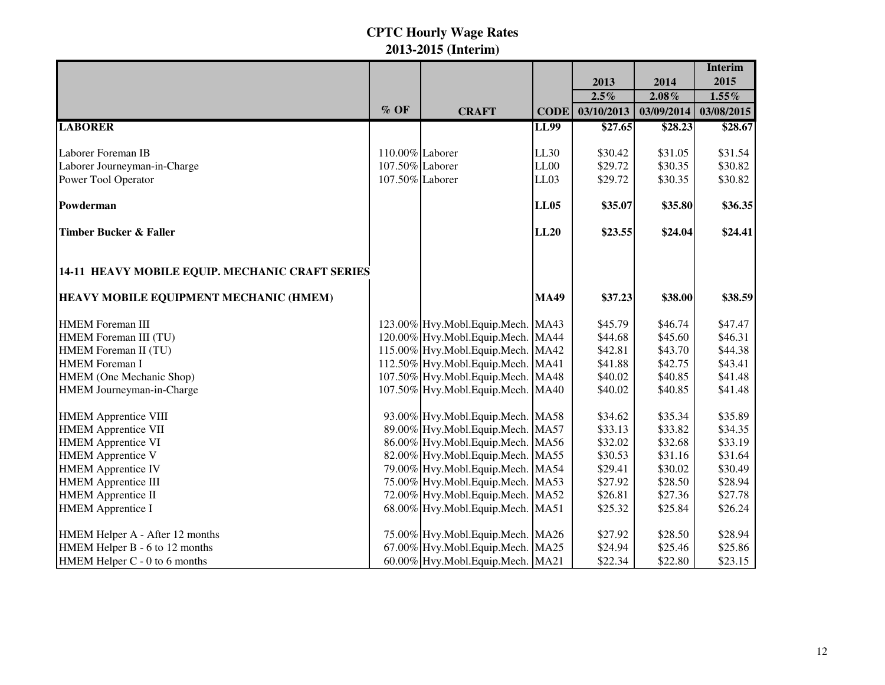## CPTC Hourly Wage Rates
## 2013-2015 (Interim)

| | % OF | CRAFT | CODE | 2013<br>2.5%<br>03/10/2013 | 2014<br>2.08%<br>03/09/2014 | Interim 2015<br>1.55%<br>03/08/2015 |
|---|---|---|---|---|---|---|
| **LABORER** | | | **LL99** | **$27.65** | **$28.23** | **$28.67** |
| Laborer Foreman IB | 110.00% | Laborer | LL30 | $30.42 | $31.05 | $31.54 |
| Laborer Journeyman-in-Charge | 107.50% | Laborer | LL00 | $29.72 | $30.35 | $30.82 |
| Power Tool Operator | 107.50% | Laborer | LL03 | $29.72 | $30.35 | $30.82 |
| **Powderman** | | | **LL05** | **$35.07** | **$35.80** | **$36.35** |
| **Timber Bucker & Faller** | | | **LL20** | **$23.55** | **$24.04** | **$24.41** |
| **14-11 HEAVY MOBILE EQUIP. MECHANIC CRAFT SERIES** | | | | | | |
| **HEAVY MOBILE EQUIPMENT MECHANIC (HMEM)** | | | **MA49** | **$37.23** | **$38.00** | **$38.59** |
| HMEM Foreman III | 123.00% | Hvy.Mobl.Equip.Mech. | MA43 | $45.79 | $46.74 | $47.47 |
| HMEM Foreman III (TU) | 120.00% | Hvy.Mobl.Equip.Mech. | MA44 | $44.68 | $45.60 | $46.31 |
| HMEM Foreman II (TU) | 115.00% | Hvy.Mobl.Equip.Mech. | MA42 | $42.81 | $43.70 | $44.38 |
| HMEM Foreman I | 112.50% | Hvy.Mobl.Equip.Mech. | MA41 | $41.88 | $42.75 | $43.41 |
| HMEM (One Mechanic Shop) | 107.50% | Hvy.Mobl.Equip.Mech. | MA48 | $40.02 | $40.85 | $41.48 |
| HMEM Journeyman-in-Charge | 107.50% | Hvy.Mobl.Equip.Mech. | MA40 | $40.02 | $40.85 | $41.48 |
| HMEM Apprentice VIII | 93.00% | Hvy.Mobl.Equip.Mech. | MA58 | $34.62 | $35.34 | $35.89 |
| HMEM Apprentice VII | 89.00% | Hvy.Mobl.Equip.Mech. | MA57 | $33.13 | $33.82 | $34.35 |
| HMEM Apprentice VI | 86.00% | Hvy.Mobl.Equip.Mech. | MA56 | $32.02 | $32.68 | $33.19 |
| HMEM Apprentice V | 82.00% | Hvy.Mobl.Equip.Mech. | MA55 | $30.53 | $31.16 | $31.64 |
| HMEM Apprentice IV | 79.00% | Hvy.Mobl.Equip.Mech. | MA54 | $29.41 | $30.02 | $30.49 |
| HMEM Apprentice III | 75.00% | Hvy.Mobl.Equip.Mech. | MA53 | $27.92 | $28.50 | $28.94 |
| HMEM Apprentice II | 72.00% | Hvy.Mobl.Equip.Mech. | MA52 | $26.81 | $27.36 | $27.78 |
| HMEM Apprentice I | 68.00% | Hvy.Mobl.Equip.Mech. | MA51 | $25.32 | $25.84 | $26.24 |
| HMEM Helper A - After 12 months | 75.00% | Hvy.Mobl.Equip.Mech. | MA26 | $27.92 | $28.50 | $28.94 |
| HMEM Helper B - 6 to 12 months | 67.00% | Hvy.Mobl.Equip.Mech. | MA25 | $24.94 | $25.46 | $25.86 |
| HMEM Helper C - 0 to 6 months | 60.00% | Hvy.Mobl.Equip.Mech. | MA21 | $22.34 | $22.80 | $23.15 |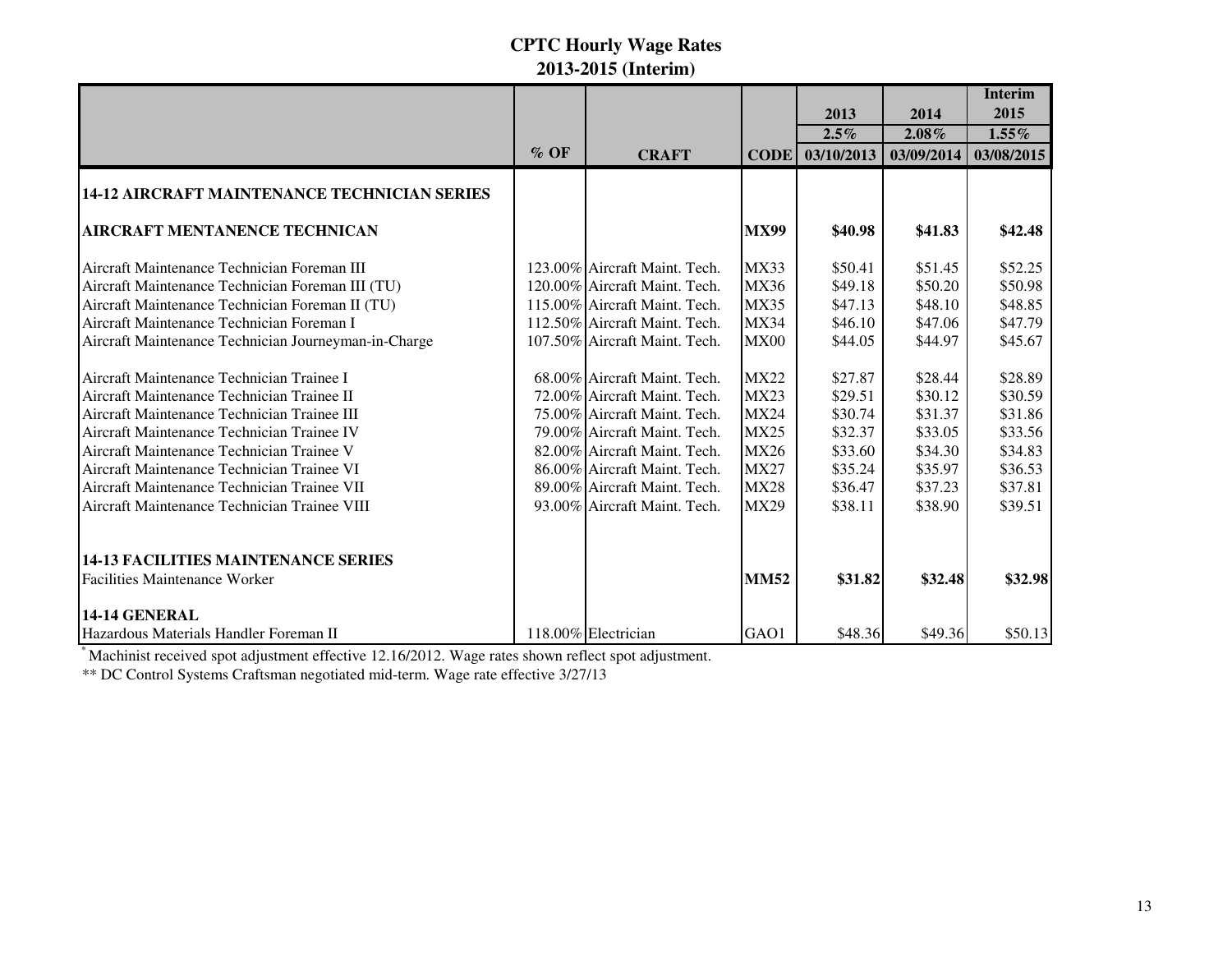# CPTC Hourly Wage Rates
## 2013-2015 (Interim)

| | % OF | CRAFT | CODE | 2013<br>2.5%<br>03/10/2013 | 2014<br>2.08%<br>03/09/2014 | Interim 2015<br>1.55%<br>03/08/2015 |
|---|---|---|---|---|---|---|
| **14-12 AIRCRAFT MAINTENANCE TECHNICIAN SERIES** | | | | | | |
| **AIRCRAFT MENTANENCE TECHNICAN** | | | **MX99** | **$40.98** | **$41.83** | **$42.48** |
| Aircraft Maintenance Technician Foreman III | 123.00% | Aircraft Maint. Tech. | MX33 | $50.41 | $51.45 | $52.25 |
| Aircraft Maintenance Technician Foreman III (TU) | 120.00% | Aircraft Maint. Tech. | MX36 | $49.18 | $50.20 | $50.98 |
| Aircraft Maintenance Technician Foreman II (TU) | 115.00% | Aircraft Maint. Tech. | MX35 | $47.13 | $48.10 | $48.85 |
| Aircraft Maintenance Technician Foreman I | 112.50% | Aircraft Maint. Tech. | MX34 | $46.10 | $47.06 | $47.79 |
| Aircraft Maintenance Technician Journeyman-in-Charge | 107.50% | Aircraft Maint. Tech. | MX00 | $44.05 | $44.97 | $45.67 |
| Aircraft Maintenance Technician Trainee I | 68.00% | Aircraft Maint. Tech. | MX22 | $27.87 | $28.44 | $28.89 |
| Aircraft Maintenance Technician Trainee II | 72.00% | Aircraft Maint. Tech. | MX23 | $29.51 | $30.12 | $30.59 |
| Aircraft Maintenance Technician Trainee III | 75.00% | Aircraft Maint. Tech. | MX24 | $30.74 | $31.37 | $31.86 |
| Aircraft Maintenance Technician Trainee IV | 79.00% | Aircraft Maint. Tech. | MX25 | $32.37 | $33.05 | $33.56 |
| Aircraft Maintenance Technician Trainee V | 82.00% | Aircraft Maint. Tech. | MX26 | $33.60 | $34.30 | $34.83 |
| Aircraft Maintenance Technician Trainee VI | 86.00% | Aircraft Maint. Tech. | MX27 | $35.24 | $35.97 | $36.53 |
| Aircraft Maintenance Technician Trainee VII | 89.00% | Aircraft Maint. Tech. | MX28 | $36.47 | $37.23 | $37.81 |
| Aircraft Maintenance Technician Trainee VIII | 93.00% | Aircraft Maint. Tech. | MX29 | $38.11 | $38.90 | $39.51 |
| **14-13 FACILITIES MAINTENANCE SERIES** | | | | | | |
| Facilities Maintenance Worker | | | **MM52** | **$31.82** | **$32.48** | **$32.98** |
| **14-14 GENERAL** | | | | | | |
| Hazardous Materials Handler Foreman II | 118.00% | Electrician | GAO1 | $48.36 | $49.36 | $50.13 |

* Machinist received spot adjustment effective 12.16/2012. Wage rates shown reflect spot adjustment.

** DC Control Systems Craftsman negotiated mid-term. Wage rate effective 3/27/13